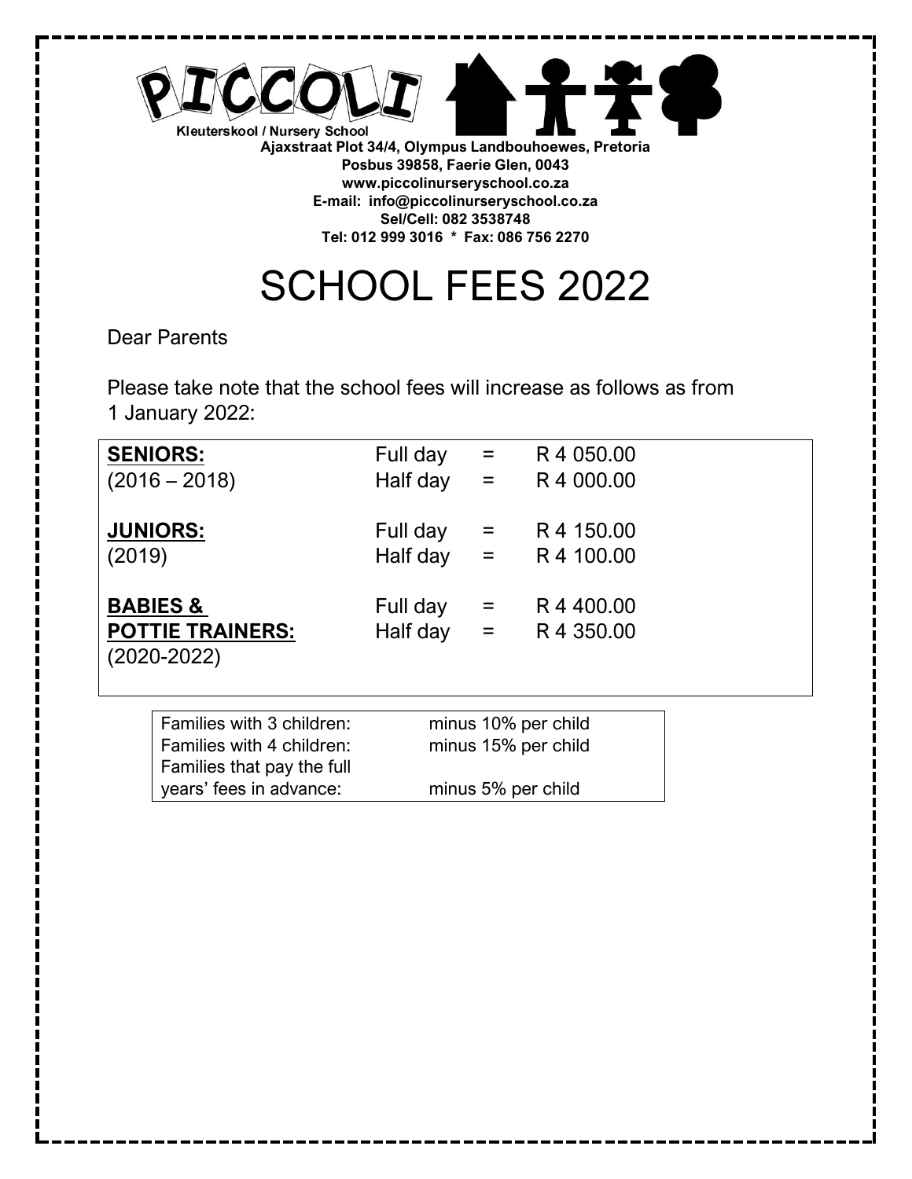PICCOLI

Kleuterskool / Nursery School

**Ajaxstraat Plot 34/4, Olympus Landbouhoewes, Pretoria**
**Posbus 39858, Faerie Glen, 0043**
**www.piccolinurseryschool.co.za**
**E-mail: info@piccolinurseryschool.co.za**
**Sel/Cell: 082 3538748**
**Tel: 012 999 3016 * Fax: 086 756 2270**

# SCHOOL FEES 2022

Dear Parents

Please take note that the school fees will increase as follows as from 1 January 2022:

| | | | |
|---|---|---|---|
| **SENIORS:** (2016 – 2018) | Full day | = | R 4 050.00 |
| | Half day | = | R 4 000.00 |
| **JUNIORS:** (2019) | Full day | = | R 4 150.00 |
| | Half day | = | R 4 100.00 |
| **BABIES & POTTIE TRAINERS:** (2020-2022) | Full day | = | R 4 400.00 |
| | Half day | = | R 4 350.00 |

| | |
|---|---|
| Families with 3 children: | minus 10% per child |
| Families with 4 children: | minus 15% per child |
| Families that pay the full years' fees in advance: | minus 5% per child |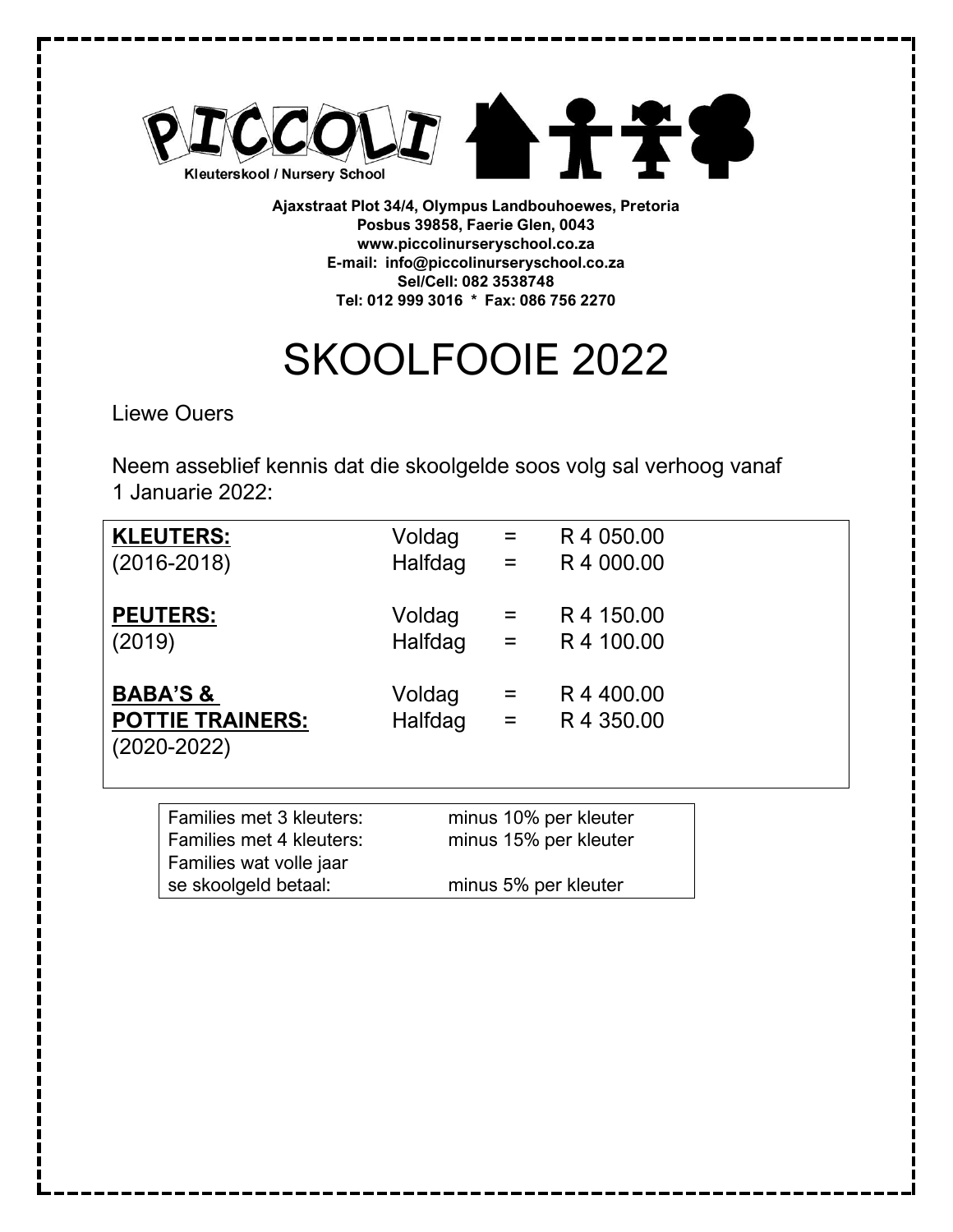PICCOLI

Kleuterskool / Nursery School

**Ajaxstraat Plot 34/4, Olympus Landbouhoewes, Pretoria**
**Posbus 39858, Faerie Glen, 0043**
**www.piccolinurseryschool.co.za**
**E-mail: info@piccolinurseryschool.co.za**
**Sel/Cell: 082 3538748**
**Tel: 012 999 3016 * Fax: 086 756 2270**

# SKOOLFOOIE 2022

Liewe Ouers

Neem asseblief kennis dat die skoolgelde soos volg sal verhoog vanaf 1 Januarie 2022:

| | | | |
|---|---|---|---|
| **KLEUTERS:** | Voldag | = | R 4 050.00 |
| (2016-2018) | Halfdag | = | R 4 000.00 |
| **PEUTERS:** | Voldag | = | R 4 150.00 |
| (2019) | Halfdag | = | R 4 100.00 |
| **BABA'S & POTTIE TRAINERS:** | Voldag | = | R 4 400.00 |
| (2020-2022) | Halfdag | = | R 4 350.00 |

| | |
|---|---|
| Families met 3 kleuters: | minus 10% per kleuter |
| Families met 4 kleuters: | minus 15% per kleuter |
| Families wat volle jaar se skoolgeld betaal: | minus 5% per kleuter |